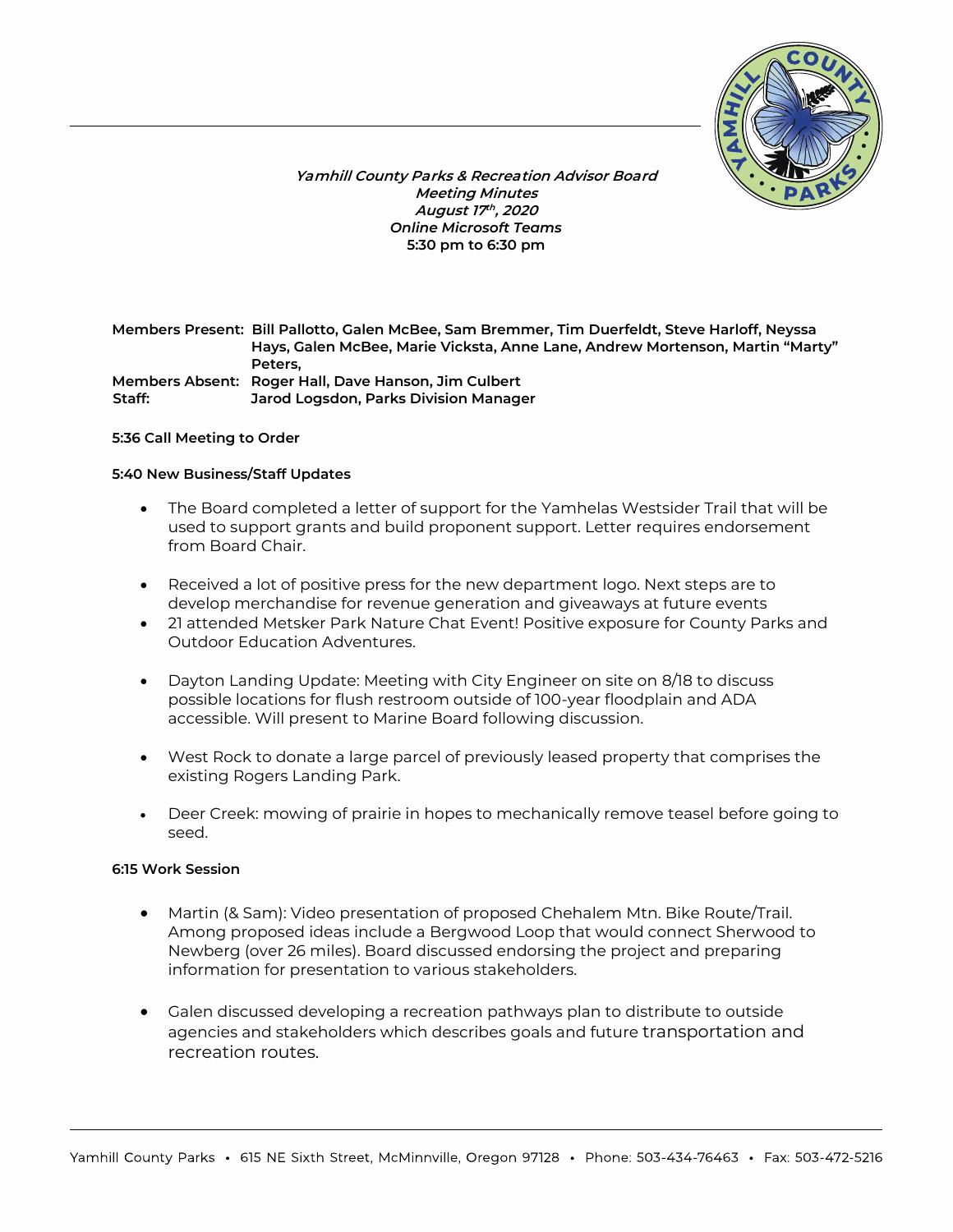*Yamhill County Parks & Recreation Advisor Board*
*Meeting Minutes*
*August 17th, 2020*
*Online Microsoft Teams*
**5:30 pm to 6:30 pm**

**Members Present:** Bill Pallotto, Galen McBee, Sam Bremmer, Tim Duerfeldt, Steve Harloff, Neyssa Hays, Galen McBee, Marie Vicksta, Anne Lane, Andrew Mortenson, Martin "Marty" Peters,
**Members Absent:** Roger Hall, Dave Hanson, Jim Culbert
**Staff:** Jarod Logsdon, Parks Division Manager

**5:36 Call Meeting to Order**

**5:40 New Business/Staff Updates**

- The Board completed a letter of support for the Yamhelas Westsider Trail that will be used to support grants and build proponent support. Letter requires endorsement from Board Chair.
- Received a lot of positive press for the new department logo. Next steps are to develop merchandise for revenue generation and giveaways at future events
- 21 attended Metsker Park Nature Chat Event! Positive exposure for County Parks and Outdoor Education Adventures.
- Dayton Landing Update: Meeting with City Engineer on site on 8/18 to discuss possible locations for flush restroom outside of 100-year floodplain and ADA accessible. Will present to Marine Board following discussion.
- West Rock to donate a large parcel of previously leased property that comprises the existing Rogers Landing Park.
- Deer Creek: mowing of prairie in hopes to mechanically remove teasel before going to seed.

**6:15 Work Session**

- Martin (& Sam): Video presentation of proposed Chehalem Mtn. Bike Route/Trail. Among proposed ideas include a Bergwood Loop that would connect Sherwood to Newberg (over 26 miles). Board discussed endorsing the project and preparing information for presentation to various stakeholders.
- Galen discussed developing a recreation pathways plan to distribute to outside agencies and stakeholders which describes goals and future transportation and recreation routes.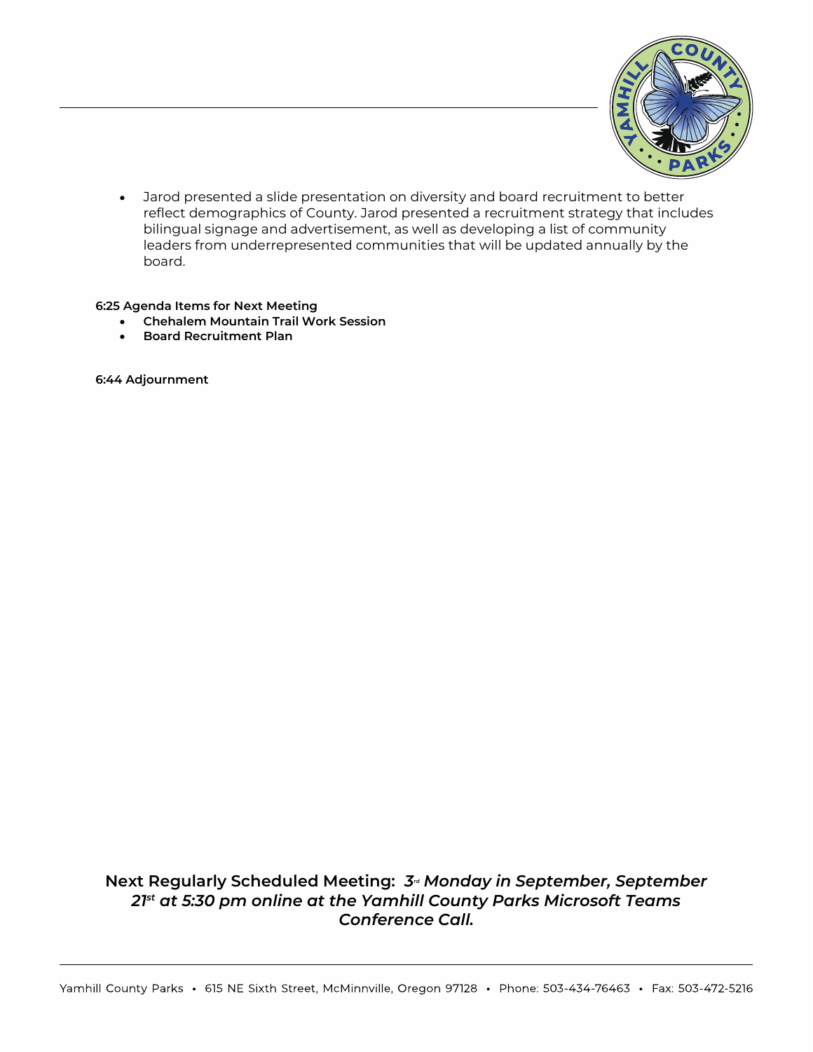- Jarod presented a slide presentation on diversity and board recruitment to better reflect demographics of County. Jarod presented a recruitment strategy that includes bilingual signage and advertisement, as well as developing a list of community leaders from underrepresented communities that will be updated annually by the board.

**6:25 Agenda Items for Next Meeting**

- **Chehalem Mountain Trail Work Session**
- **Board Recruitment Plan**

**6:44 Adjournment**

**Next Regularly Scheduled Meeting:** ***3rd Monday in September, September 21st at 5:30 pm online at the Yamhill County Parks Microsoft Teams Conference Call.***

Yamhill County Parks • 615 NE Sixth Street, McMinnville, Oregon 97128 • Phone: 503-434-76463 • Fax: 503-472-5216